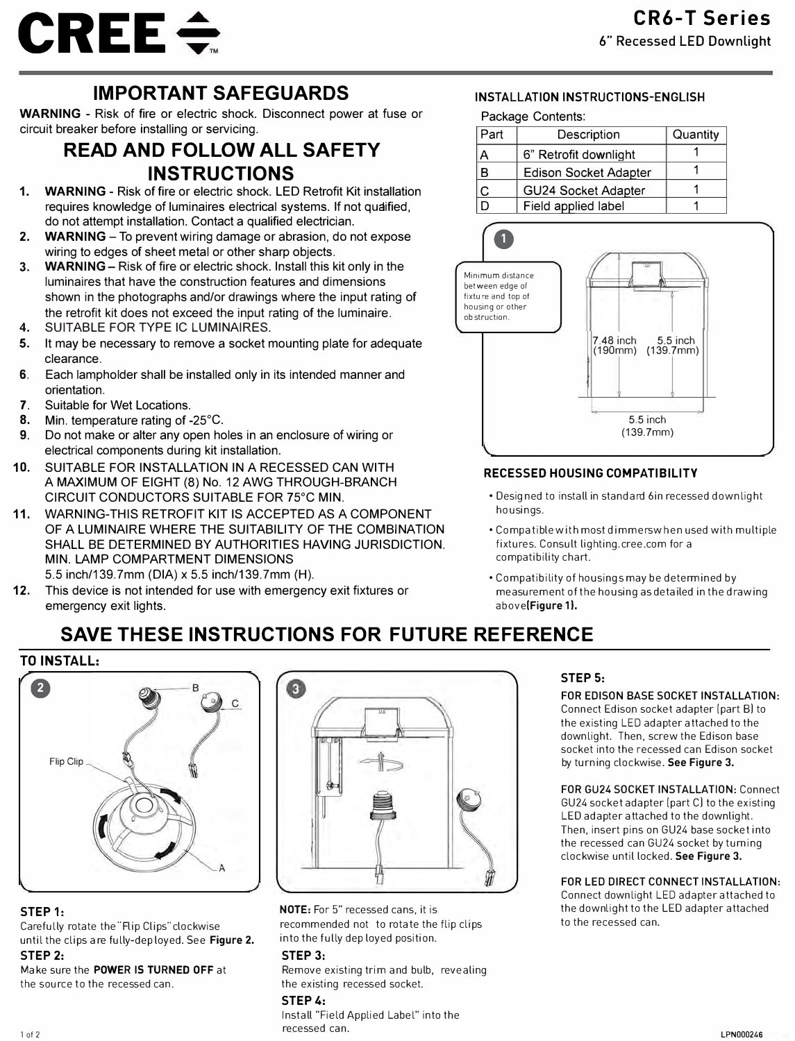# CREE

## CR6-T Series

6" Recessed LED Downlight

## IMPORTANT SAFEGUARDS

**WARNING** - Risk of fire or electric shock. Disconnect power at fuse or circuit breaker before installing or servicing.

## READ AND FOLLOW ALL SAFETY INSTRUCTIONS

1. **WARNING** - Risk of fire or electric shock. LED Retrofit Kit installation requires knowledge of luminaires electrical systems. If not qualified, do not attempt installation. Contact a qualified electrician.
2. **WARNING** – To prevent wiring damage or abrasion, do not expose wiring to edges of sheet metal or other sharp objects.
3. **WARNING** – Risk of fire or electric shock. Install this kit only in the luminaires that have the construction features and dimensions shown in the photographs and/or drawings where the input rating of the retrofit kit does not exceed the input rating of the luminaire.
4. SUITABLE FOR TYPE IC LUMINAIRES.
5. It may be necessary to remove a socket mounting plate for adequate clearance.
6. Each lampholder shall be installed only in its intended manner and orientation.
7. Suitable for Wet Locations.
8. Min. temperature rating of -25°C.
9. Do not make or alter any open holes in an enclosure of wiring or electrical components during kit installation.
10. SUITABLE FOR INSTALLATION IN A RECESSED CAN WITH A MAXIMUM OF EIGHT (8) No. 12 AWG THROUGH-BRANCH CIRCUIT CONDUCTORS SUITABLE FOR 75°C MIN.
11. WARNING-THIS RETROFIT KIT IS ACCEPTED AS A COMPONENT OF A LUMINAIRE WHERE THE SUITABILITY OF THE COMBINATION SHALL BE DETERMINED BY AUTHORITIES HAVING JURISDICTION. MIN. LAMP COMPARTMENT DIMENSIONS 5.5 inch/139.7mm (DIA) x 5.5 inch/139.7mm (H).
12. This device is not intended for use with emergency exit fixtures or emergency exit lights.

### INSTALLATION INSTRUCTIONS-ENGLISH

Package Contents:

| Part | Description | Quantity |
|---|---|---|
| A | 6" Retrofit downlight | 1 |
| B | Edison Socket Adapter | 1 |
| C | GU24 Socket Adapter | 1 |
| D | Field applied label | 1 |

1

Minimum distance between edge of fixture and top of housing or other obstruction.

7.48 inch (190mm) 5.5 inch (139.7mm)

5.5 inch (139.7mm)

### RECESSED HOUSING COMPATIBILITY

- Designed to install in standard 6in recessed downlight housings.
- Compatible with most dimmers when used with multiple fixtures. Consult lighting.cree.com for a compatibility chart.
- Compatibility of housings may be determined by measurement of the housing as detailed in the drawing above **(Figure 1).**

## SAVE THESE INSTRUCTIONS FOR FUTURE REFERENCE

### TO INSTALL:

2

B C Flip Clip A

3

### STEP 1:

Carefully rotate the "Flip Clips" clockwise until the clips are fully-deployed. See **Figure 2.**

### STEP 2:

Make sure the **POWER IS TURNED OFF** at the source to the recessed can.

**NOTE:** For 5" recessed cans, it is recommended not to rotate the flip clips into the fully deployed position.

### STEP 3:

Remove existing trim and bulb, revealing the existing recessed socket.

### STEP 4:

Install "Field Applied Label" into the recessed can.

### STEP 5:

**FOR EDISON BASE SOCKET INSTALLATION:** Connect Edison socket adapter (part B) to the existing LED adapter attached to the downlight. Then, screw the Edison base socket into the recessed can Edison socket by turning clockwise. **See Figure 3.**

**FOR GU24 SOCKET INSTALLATION:** Connect GU24 socket adapter (part C) to the existing LED adapter attached to the downlight. Then, insert pins on GU24 base socket into the recessed can GU24 socket by turning clockwise until locked. **See Figure 3.**

**FOR LED DIRECT CONNECT INSTALLATION:** Connect downlight LED adapter attached to the downlight to the LED adapter attached to the recessed can.

LPN000246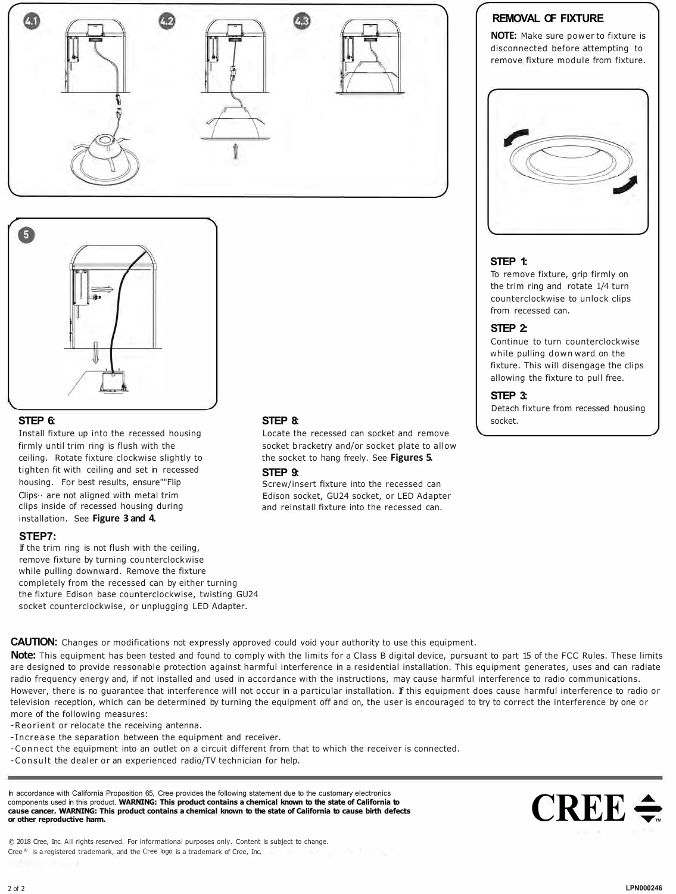## REMOVAL OF FIXTURE

**NOTE:** Make sure power to fixture is disconnected before attempting to remove fixture module from fixture.

### STEP 1:

To remove fixture, grip firmly on the trim ring and rotate 1/4 turn counterclockwise to unlock clips from recessed can.

### STEP 2:

Continue to turn counterclockwise while pulling downward on the fixture. This will disengage the clips allowing the fixture to pull free.

### STEP 3:

Detach fixture from recessed housing socket.

### STEP 6:

Install fixture up into the recessed housing firmly until trim ring is flush with the ceiling. Rotate fixture clockwise slightly to tighten fit with ceiling and set in recessed housing. For best results, ensure""Flip Clips·· are not aligned with metal trim clips inside of recessed housing during installation. See **Figure 3 and 4.**

### STEP7:

If the trim ring is not flush with the ceiling, remove fixture by turning counterclockwise while pulling downward. Remove the fixture completely from the recessed can by either turning the fixture Edison base counterclockwise, twisting GU24 socket counterclockwise, or unplugging LED Adapter.

### STEP 8:

Locate the recessed can socket and remove socket bracketry and/or socket plate to allow the socket to hang freely. See **Figures 5.**

### STEP 9:

Screw/insert fixture into the recessed can Edison socket, GU24 socket, or LED Adapter and reinstall fixture into the recessed can.

**CAUTION:** Changes or modifications not expressly approved could void your authority to use this equipment.

**Note:** This equipment has been tested and found to comply with the limits for a Class B digital device, pursuant to part 15 of the FCC Rules. These limits are designed to provide reasonable protection against harmful interference in a residential installation. This equipment generates, uses and can radiate radio frequency energy and, if not installed and used in accordance with the instructions, may cause harmful interference to radio communications. However, there is no guarantee that interference will not occur in a particular installation. If this equipment does cause harmful interference to radio or television reception, which can be determined by turning the equipment off and on, the user is encouraged to try to correct the interference by one or more of the following measures:

- Reorient or relocate the receiving antenna.
- Increase the separation between the equipment and receiver.
- Connect the equipment into an outlet on a circuit different from that to which the receiver is connected.
- Consult the dealer or an experienced radio/TV technician for help.

In accordance with California Proposition 65, Cree provides the following statement due to the customary electronics components used in this product. **WARNING: This product contains a chemical known to the state of California to cause cancer. WARNING: This product contains a chemical known to the state of California to cause birth defects or other reproductive harm.**

CREE

© 2018 Cree, Inc. All rights reserved. For informational purposes only. Content is subject to change.
Cree® is a registered trademark, and the Cree logo is a trademark of Cree, Inc.

LPN000246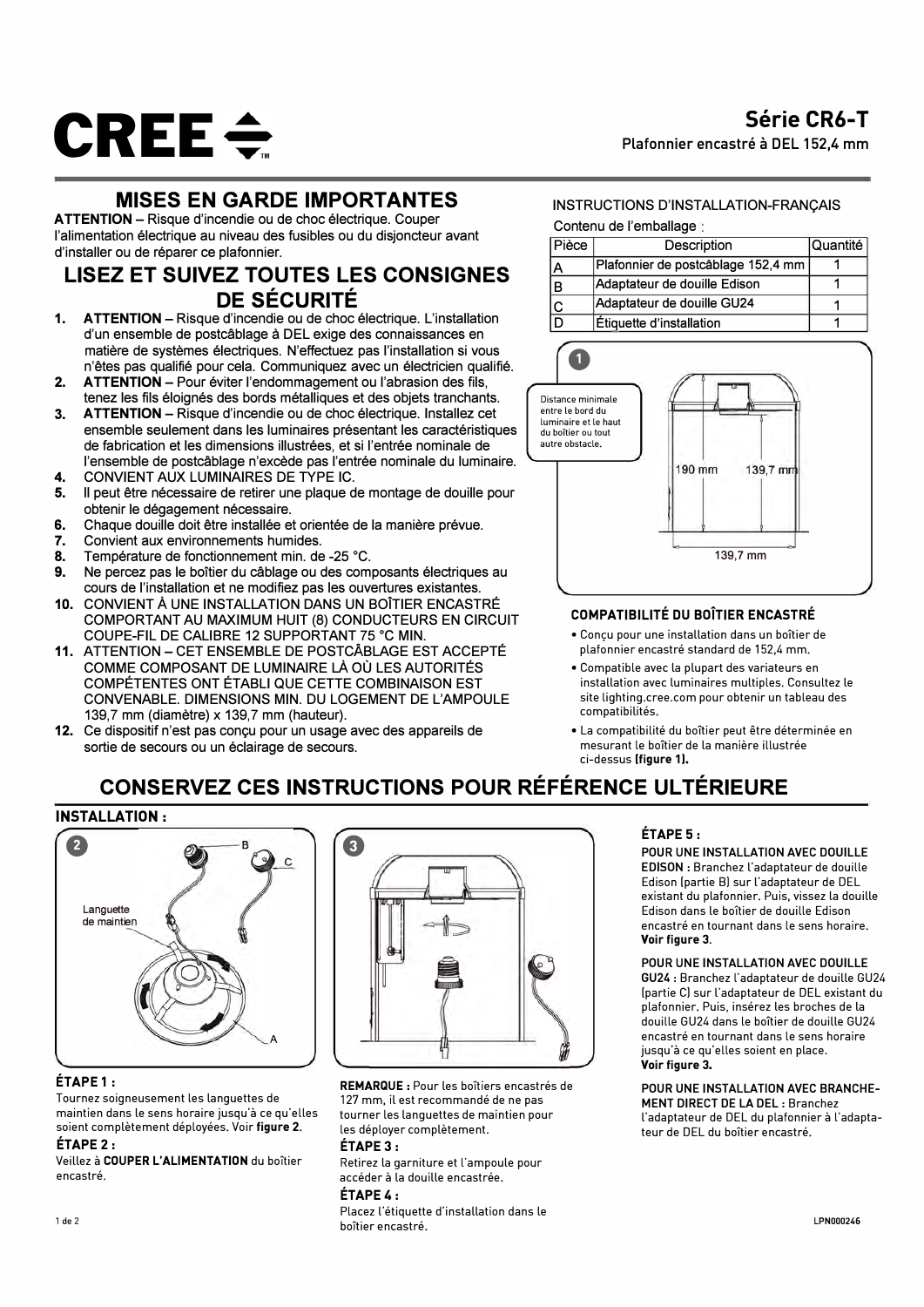# CREE

## Série CR6-T

Plafonnier encastré à DEL 152,4 mm

## MISES EN GARDE IMPORTANTES

**ATTENTION** – Risque d'incendie ou de choc électrique. Couper l'alimentation électrique au niveau des fusibles ou du disjoncteur avant d'installer ou de réparer ce plafonnier.

## LISEZ ET SUIVEZ TOUTES LES CONSIGNES DE SÉCURITÉ

1. **ATTENTION** – Risque d'incendie ou de choc électrique. L'installation d'un ensemble de postcâblage à DEL exige des connaissances en matière de systèmes électriques. N'effectuez pas l'installation si vous n'êtes pas qualifié pour cela. Communiquez avec un électricien qualifié.
2. **ATTENTION** – Pour éviter l'endommagement ou l'abrasion des fils, tenez les fils éloignés des bords métalliques et des objets tranchants.
3. **ATTENTION** – Risque d'incendie ou de choc électrique. Installez cet ensemble seulement dans les luminaires présentant les caractéristiques de fabrication et les dimensions illustrées, et si l'entrée nominale de l'ensemble de postcâblage n'excède pas l'entrée nominale du luminaire.
4. CONVIENT AUX LUMINAIRES DE TYPE IC.
5. Il peut être nécessaire de retirer une plaque de montage de douille pour obtenir le dégagement nécessaire.
6. Chaque douille doit être installée et orientée de la manière prévue.
7. Convient aux environnements humides.
8. Température de fonctionnement min. de -25 °C.
9. Ne percez pas le boîtier du câblage ou des composants électriques au cours de l'installation et ne modifiez pas les ouvertures existantes.
10. CONVIENT À UNE INSTALLATION DANS UN BOÎTIER ENCASTRÉ COMPORTANT AU MAXIMUM HUIT (8) CONDUCTEURS EN CIRCUIT COUPE-FIL DE CALIBRE 12 SUPPORTANT 75 °C MIN.
11. ATTENTION – CET ENSEMBLE DE POSTCÂBLAGE EST ACCEPTÉ COMME COMPOSANT DE LUMINAIRE LÀ OÙ LES AUTORITÉS COMPÉTENTES ONT ÉTABLI QUE CETTE COMBINAISON EST CONVENABLE. DIMENSIONS MIN. DU LOGEMENT DE L'AMPOULE 139,7 mm (diamètre) x 139,7 mm (hauteur).
12. Ce dispositif n'est pas conçu pour un usage avec des appareils de sortie de secours ou un éclairage de secours.

INSTRUCTIONS D'INSTALLATION-FRANÇAIS

Contenu de l'emballage :

| Pièce | Description | Quantité |
|---|---|---|
| A | Plafonnier de postcâblage 152,4 mm | 1 |
| B | Adaptateur de douille Edison | 1 |
| C | Adaptateur de douille GU24 | 1 |
| D | Étiquette d'installation | 1 |

1

Distance minimale entre le bord du luminaire et le haut du boîtier ou tout autre obstacle.

190 mm — 139,7 mm — 139,7 mm

### COMPATIBILITÉ DU BOÎTIER ENCASTRÉ

- Conçu pour une installation dans un boîtier de plafonnier encastré standard de 152,4 mm.
- Compatible avec la plupart des variateurs en installation avec luminaires multiples. Consultez le site lighting.cree.com pour obtenir un tableau des compatibilités.
- La compatibilité du boîtier peut être déterminée en mesurant le boîtier de la manière illustrée ci-dessus **(figure 1).**

## CONSERVEZ CES INSTRUCTIONS POUR RÉFÉRENCE ULTÉRIEURE

### INSTALLATION :

2

Languette de maintien — A — B — C

3

### ÉTAPE 1 :

Tournez soigneusement les languettes de maintien dans le sens horaire jusqu'à ce qu'elles soient complètement déployées. Voir **figure 2**.

### ÉTAPE 2 :

Veillez à **COUPER L'ALIMENTATION** du boîtier encastré.

**REMARQUE :** Pour les boîtiers encastrés de 127 mm, il est recommandé de ne pas tourner les languettes de maintien pour les déployer complètement.

### ÉTAPE 3 :

Retirez la garniture et l'ampoule pour accéder à la douille encastrée.

### ÉTAPE 4 :

Placez l'étiquette d'installation dans le boîtier encastré.

### ÉTAPE 5 :

**POUR UNE INSTALLATION AVEC DOUILLE EDISON :** Branchez l'adaptateur de douille Edison (partie B) sur l'adaptateur de DEL existant du plafonnier. Puis, vissez la douille Edison dans le boîtier de douille Edison encastré en tournant dans le sens horaire. **Voir figure 3**.

**POUR UNE INSTALLATION AVEC DOUILLE GU24 :** Branchez l'adaptateur de douille GU24 (partie C) sur l'adaptateur de DEL existant du plafonnier. Puis, insérez les broches de la douille GU24 dans le boîtier de douille GU24 encastré en tournant dans le sens horaire jusqu'à ce qu'elles soient en place. **Voir figure 3.**

**POUR UNE INSTALLATION AVEC BRANCHEMENT DIRECT DE LA DEL :** Branchez l'adaptateur de DEL du plafonnier à l'adaptateur de DEL du boîtier encastré.

LPN000246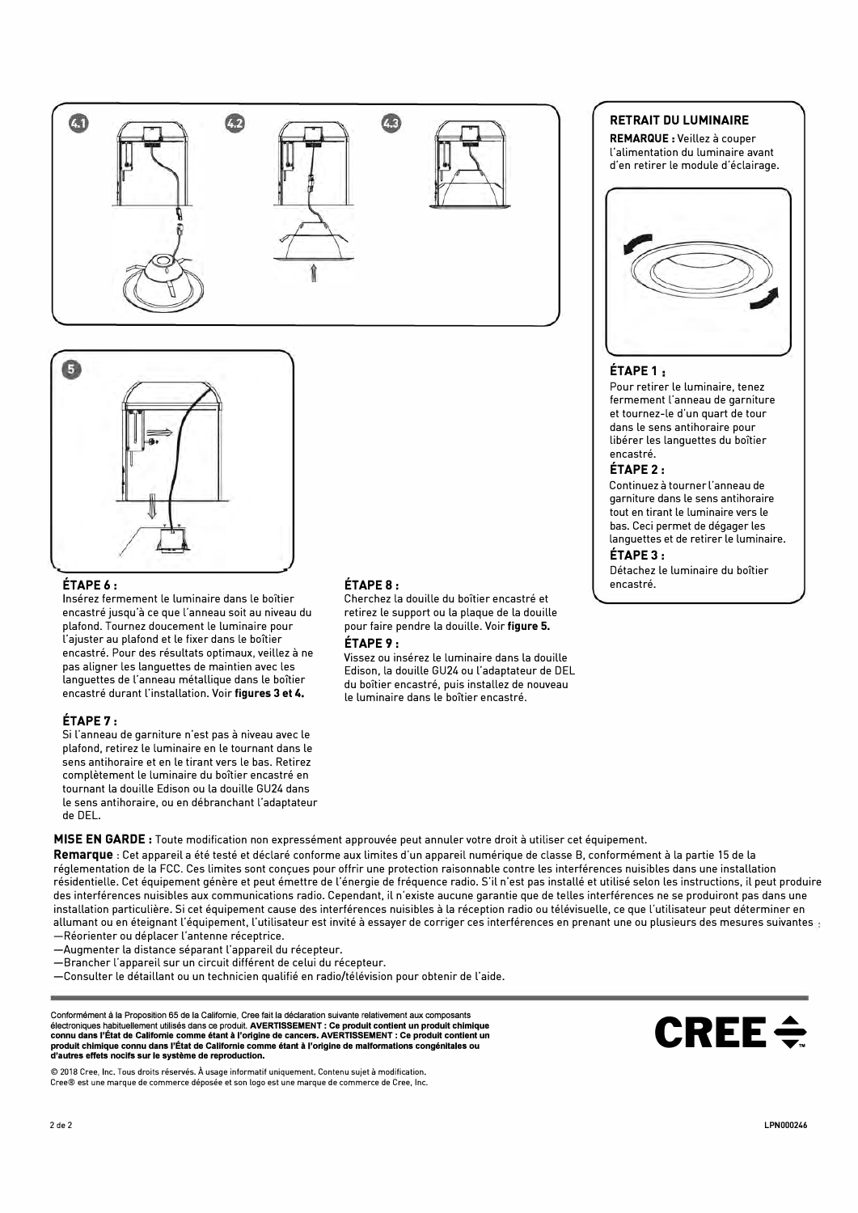## RETRAIT DU LUMINAIRE

**REMARQUE :** Veillez à couper l'alimentation du luminaire avant d'en retirer le module d'éclairage.

### ÉTAPE 1 :

Pour retirer le luminaire, tenez fermement l'anneau de garniture et tournez-le d'un quart de tour dans le sens antihoraire pour libérer les languettes du boîtier encastré.

### ÉTAPE 2 :

Continuez à tourner l'anneau de garniture dans le sens antihoraire tout en tirant le luminaire vers le bas. Ceci permet de dégager les languettes et de retirer le luminaire.

### ÉTAPE 3 :

Détachez le luminaire du boîtier encastré.

### ÉTAPE 6 :

Insérez fermement le luminaire dans le boîtier encastré jusqu'à ce que l'anneau soit au niveau du plafond. Tournez doucement le luminaire pour l'ajuster au plafond et le fixer dans le boîtier encastré. Pour des résultats optimaux, veillez à ne pas aligner les languettes de maintien avec les languettes de l'anneau métallique dans le boîtier encastré durant l'installation. Voir **figures 3 et 4.**

### ÉTAPE 7 :

Si l'anneau de garniture n'est pas à niveau avec le plafond, retirez le luminaire en le tournant dans le sens antihoraire et en le tirant vers le bas. Retirez complètement le luminaire du boîtier encastré en tournant la douille Edison ou la douille GU24 dans le sens antihoraire, ou en débranchant l'adaptateur de DEL.

### ÉTAPE 8 :

Cherchez la douille du boîtier encastré et retirez le support ou la plaque de la douille pour faire pendre la douille. Voir **figure 5.**

### ÉTAPE 9 :

Vissez ou insérez le luminaire dans la douille Edison, la douille GU24 ou l'adaptateur de DEL du boîtier encastré, puis installez de nouveau le luminaire dans le boîtier encastré.

**MISE EN GARDE :** Toute modification non expressément approuvée peut annuler votre droit à utiliser cet équipement.

**Remarque** : Cet appareil a été testé et déclaré conforme aux limites d'un appareil numérique de classe B, conformément à la partie 15 de la réglementation de la FCC. Ces limites sont conçues pour offrir une protection raisonnable contre les interférences nuisibles dans une installation résidentielle. Cet équipement génère et peut émettre de l'énergie de fréquence radio. S'il n'est pas installé et utilisé selon les instructions, il peut produire des interférences nuisibles aux communications radio. Cependant, il n'existe aucune garantie que de telles interférences ne se produiront pas dans une installation particulière. Si cet équipement cause des interférences nuisibles à la réception radio ou télévisuelle, ce que l'utilisateur peut déterminer en allumant ou en éteignant l'équipement, l'utilisateur est invité à essayer de corriger ces interférences en prenant une ou plusieurs des mesures suivantes :

—Réorienter ou déplacer l'antenne réceptrice.
—Augmenter la distance séparant l'appareil du récepteur.
—Brancher l'appareil sur un circuit différent de celui du récepteur.
—Consulter le détaillant ou un technicien qualifié en radio/télévision pour obtenir de l'aide.

Conformément à la Proposition 65 de la Californie, Cree fait la déclaration suivante relativement aux composants électroniques habituellement utilisés dans ce produit. **AVERTISSEMENT : Ce produit contient un produit chimique connu dans l'État de Californie comme étant à l'origine de cancers. AVERTISSEMENT : Ce produit contient un produit chimique connu dans l'État de Californie comme étant à l'origine de malformations congénitales ou d'autres effets nocifs sur le système de reproduction.**

© 2018 Cree, Inc. Tous droits réservés. À usage informatif uniquement. Contenu sujet à modification.
Cree® est une marque de commerce déposée et son logo est une marque de commerce de Cree, Inc.

CREE

LPN000246